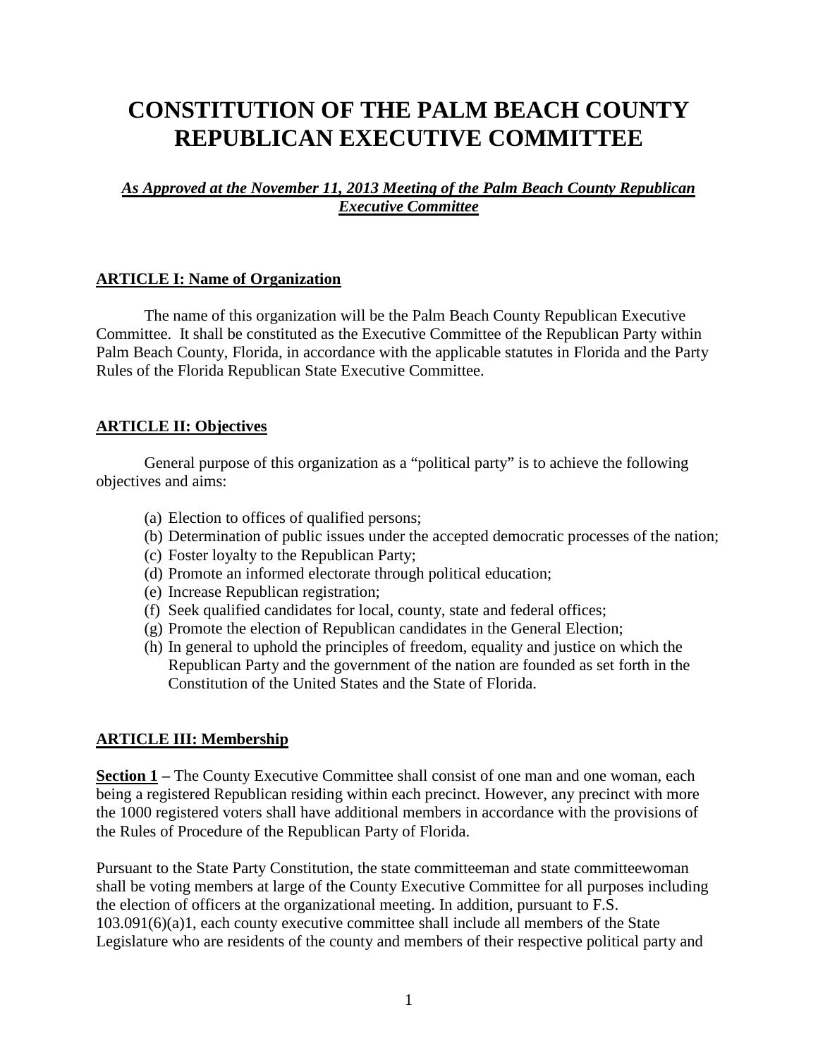# CONSTITUTION OF THE PALM BEACH COUNTY REPUBLICAN EXECUTIVE COMMITTEE

***As Approved at the November 11, 2013 Meeting of the Palm Beach County Republican Executive Committee***

## ARTICLE I: Name of Organization

The name of this organization will be the Palm Beach County Republican Executive Committee. It shall be constituted as the Executive Committee of the Republican Party within Palm Beach County, Florida, in accordance with the applicable statutes in Florida and the Party Rules of the Florida Republican State Executive Committee.

## ARTICLE II: Objectives

General purpose of this organization as a "political party" is to achieve the following objectives and aims:

(a) Election to offices of qualified persons;
(b) Determination of public issues under the accepted democratic processes of the nation;
(c) Foster loyalty to the Republican Party;
(d) Promote an informed electorate through political education;
(e) Increase Republican registration;
(f) Seek qualified candidates for local, county, state and federal offices;
(g) Promote the election of Republican candidates in the General Election;
(h) In general to uphold the principles of freedom, equality and justice on which the Republican Party and the government of the nation are founded as set forth in the Constitution of the United States and the State of Florida.

## ARTICLE III: Membership

**Section 1 –** The County Executive Committee shall consist of one man and one woman, each being a registered Republican residing within each precinct. However, any precinct with more the 1000 registered voters shall have additional members in accordance with the provisions of the Rules of Procedure of the Republican Party of Florida.

Pursuant to the State Party Constitution, the state committeeman and state committeewoman shall be voting members at large of the County Executive Committee for all purposes including the election of officers at the organizational meeting. In addition, pursuant to F.S. 103.091(6)(a)1, each county executive committee shall include all members of the State Legislature who are residents of the county and members of their respective political party and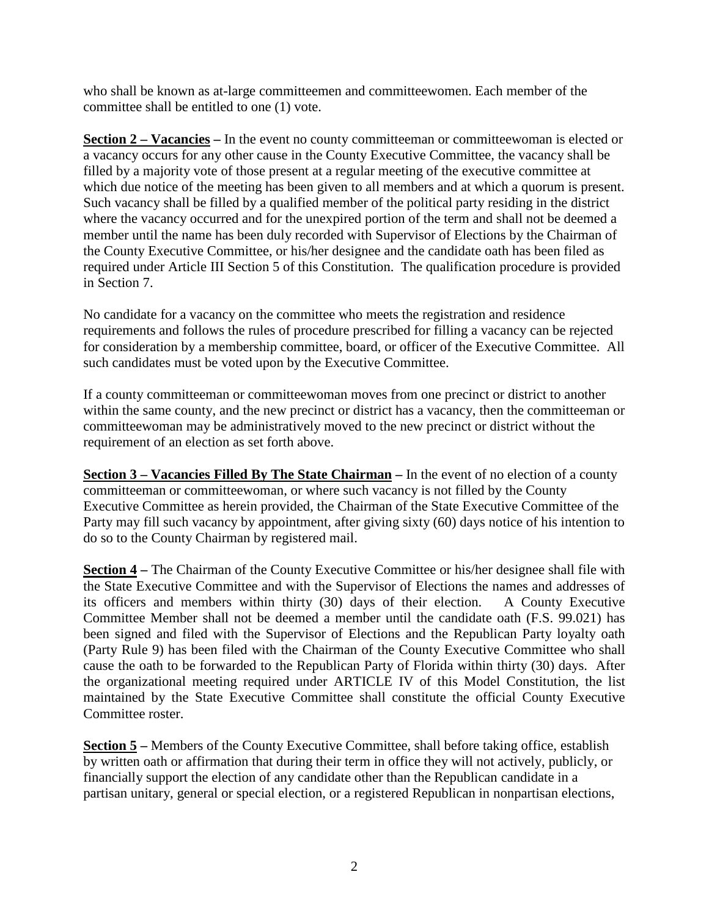who shall be known as at-large committeemen and committeewomen. Each member of the committee shall be entitled to one (1) vote.

**Section 2 – Vacancies –** In the event no county committeeman or committeewoman is elected or a vacancy occurs for any other cause in the County Executive Committee, the vacancy shall be filled by a majority vote of those present at a regular meeting of the executive committee at which due notice of the meeting has been given to all members and at which a quorum is present. Such vacancy shall be filled by a qualified member of the political party residing in the district where the vacancy occurred and for the unexpired portion of the term and shall not be deemed a member until the name has been duly recorded with Supervisor of Elections by the Chairman of the County Executive Committee, or his/her designee and the candidate oath has been filed as required under Article III Section 5 of this Constitution. The qualification procedure is provided in Section 7.

No candidate for a vacancy on the committee who meets the registration and residence requirements and follows the rules of procedure prescribed for filling a vacancy can be rejected for consideration by a membership committee, board, or officer of the Executive Committee. All such candidates must be voted upon by the Executive Committee.

If a county committeeman or committeewoman moves from one precinct or district to another within the same county, and the new precinct or district has a vacancy, then the committeeman or committeewoman may be administratively moved to the new precinct or district without the requirement of an election as set forth above.

**Section 3 – Vacancies Filled By The State Chairman –** In the event of no election of a county committeeman or committeewoman, or where such vacancy is not filled by the County Executive Committee as herein provided, the Chairman of the State Executive Committee of the Party may fill such vacancy by appointment, after giving sixty (60) days notice of his intention to do so to the County Chairman by registered mail.

**Section 4 –** The Chairman of the County Executive Committee or his/her designee shall file with the State Executive Committee and with the Supervisor of Elections the names and addresses of its officers and members within thirty (30) days of their election. A County Executive Committee Member shall not be deemed a member until the candidate oath (F.S. 99.021) has been signed and filed with the Supervisor of Elections and the Republican Party loyalty oath (Party Rule 9) has been filed with the Chairman of the County Executive Committee who shall cause the oath to be forwarded to the Republican Party of Florida within thirty (30) days. After the organizational meeting required under ARTICLE IV of this Model Constitution, the list maintained by the State Executive Committee shall constitute the official County Executive Committee roster.

**Section 5 –** Members of the County Executive Committee, shall before taking office, establish by written oath or affirmation that during their term in office they will not actively, publicly, or financially support the election of any candidate other than the Republican candidate in a partisan unitary, general or special election, or a registered Republican in nonpartisan elections,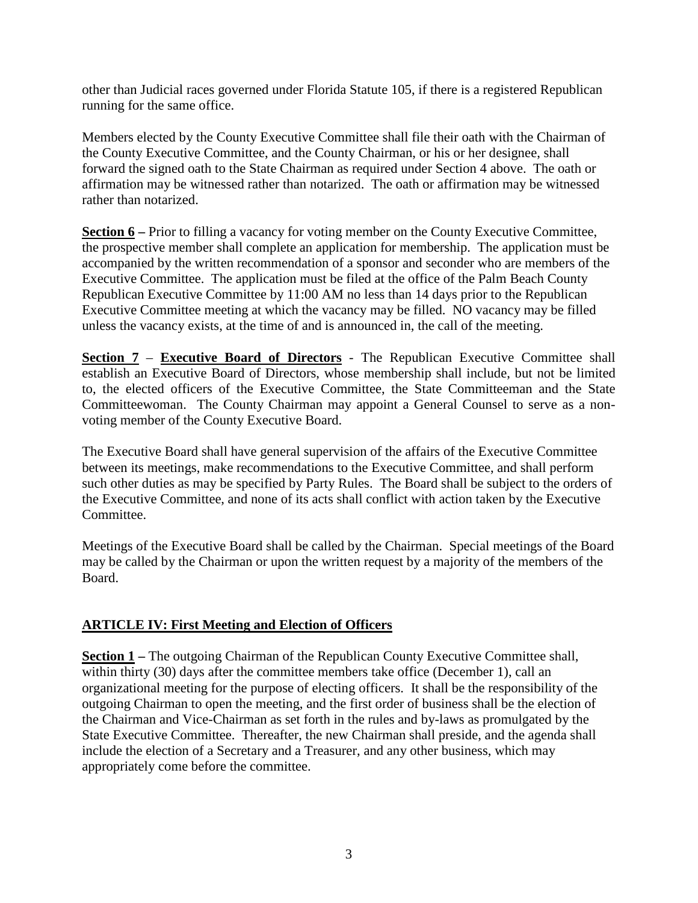other than Judicial races governed under Florida Statute 105, if there is a registered Republican running for the same office.

Members elected by the County Executive Committee shall file their oath with the Chairman of the County Executive Committee, and the County Chairman, or his or her designee, shall forward the signed oath to the State Chairman as required under Section 4 above. The oath or affirmation may be witnessed rather than notarized. The oath or affirmation may be witnessed rather than notarized.

**Section 6 –** Prior to filling a vacancy for voting member on the County Executive Committee, the prospective member shall complete an application for membership. The application must be accompanied by the written recommendation of a sponsor and seconder who are members of the Executive Committee. The application must be filed at the office of the Palm Beach County Republican Executive Committee by 11:00 AM no less than 14 days prior to the Republican Executive Committee meeting at which the vacancy may be filled. NO vacancy may be filled unless the vacancy exists, at the time of and is announced in, the call of the meeting.

**Section 7** – **Executive Board of Directors** - The Republican Executive Committee shall establish an Executive Board of Directors, whose membership shall include, but not be limited to, the elected officers of the Executive Committee, the State Committeeman and the State Committeewoman. The County Chairman may appoint a General Counsel to serve as a non-voting member of the County Executive Board.

The Executive Board shall have general supervision of the affairs of the Executive Committee between its meetings, make recommendations to the Executive Committee, and shall perform such other duties as may be specified by Party Rules. The Board shall be subject to the orders of the Executive Committee, and none of its acts shall conflict with action taken by the Executive Committee.

Meetings of the Executive Board shall be called by the Chairman. Special meetings of the Board may be called by the Chairman or upon the written request by a majority of the members of the Board.

## ARTICLE IV: First Meeting and Election of Officers

**Section 1 –** The outgoing Chairman of the Republican County Executive Committee shall, within thirty (30) days after the committee members take office (December 1), call an organizational meeting for the purpose of electing officers. It shall be the responsibility of the outgoing Chairman to open the meeting, and the first order of business shall be the election of the Chairman and Vice-Chairman as set forth in the rules and by-laws as promulgated by the State Executive Committee. Thereafter, the new Chairman shall preside, and the agenda shall include the election of a Secretary and a Treasurer, and any other business, which may appropriately come before the committee.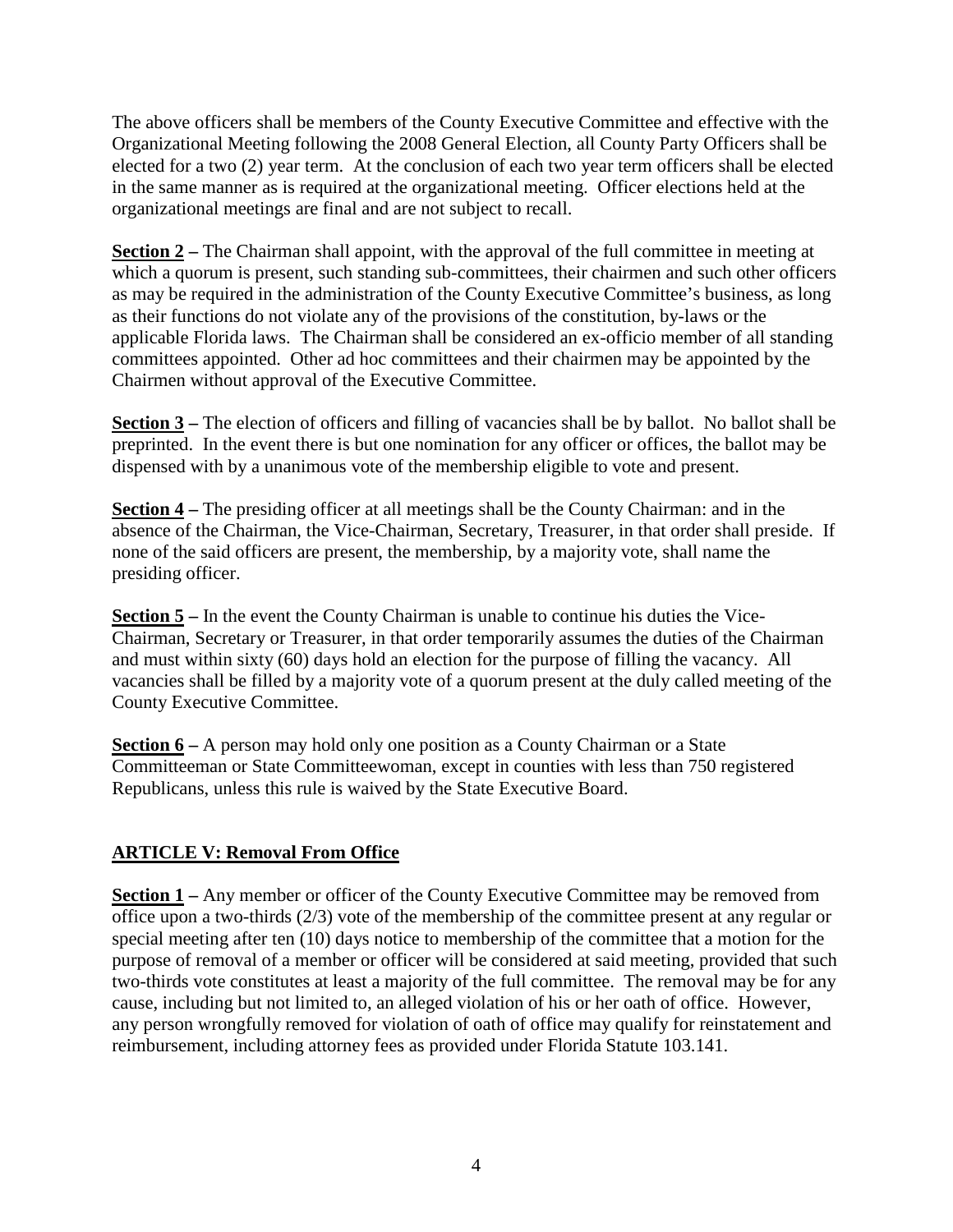The above officers shall be members of the County Executive Committee and effective with the Organizational Meeting following the 2008 General Election, all County Party Officers shall be elected for a two (2) year term. At the conclusion of each two year term officers shall be elected in the same manner as is required at the organizational meeting. Officer elections held at the organizational meetings are final and are not subject to recall.

**Section 2 –** The Chairman shall appoint, with the approval of the full committee in meeting at which a quorum is present, such standing sub-committees, their chairmen and such other officers as may be required in the administration of the County Executive Committee's business, as long as their functions do not violate any of the provisions of the constitution, by-laws or the applicable Florida laws. The Chairman shall be considered an ex-officio member of all standing committees appointed. Other ad hoc committees and their chairmen may be appointed by the Chairmen without approval of the Executive Committee.

**Section 3 –** The election of officers and filling of vacancies shall be by ballot. No ballot shall be preprinted. In the event there is but one nomination for any officer or offices, the ballot may be dispensed with by a unanimous vote of the membership eligible to vote and present.

**Section 4 –** The presiding officer at all meetings shall be the County Chairman: and in the absence of the Chairman, the Vice-Chairman, Secretary, Treasurer, in that order shall preside. If none of the said officers are present, the membership, by a majority vote, shall name the presiding officer.

**Section 5 –** In the event the County Chairman is unable to continue his duties the Vice-Chairman, Secretary or Treasurer, in that order temporarily assumes the duties of the Chairman and must within sixty (60) days hold an election for the purpose of filling the vacancy. All vacancies shall be filled by a majority vote of a quorum present at the duly called meeting of the County Executive Committee.

**Section 6 –** A person may hold only one position as a County Chairman or a State Committeeman or State Committeewoman, except in counties with less than 750 registered Republicans, unless this rule is waived by the State Executive Board.

## ARTICLE V: Removal From Office

**Section 1 –** Any member or officer of the County Executive Committee may be removed from office upon a two-thirds (2/3) vote of the membership of the committee present at any regular or special meeting after ten (10) days notice to membership of the committee that a motion for the purpose of removal of a member or officer will be considered at said meeting, provided that such two-thirds vote constitutes at least a majority of the full committee. The removal may be for any cause, including but not limited to, an alleged violation of his or her oath of office. However, any person wrongfully removed for violation of oath of office may qualify for reinstatement and reimbursement, including attorney fees as provided under Florida Statute 103.141.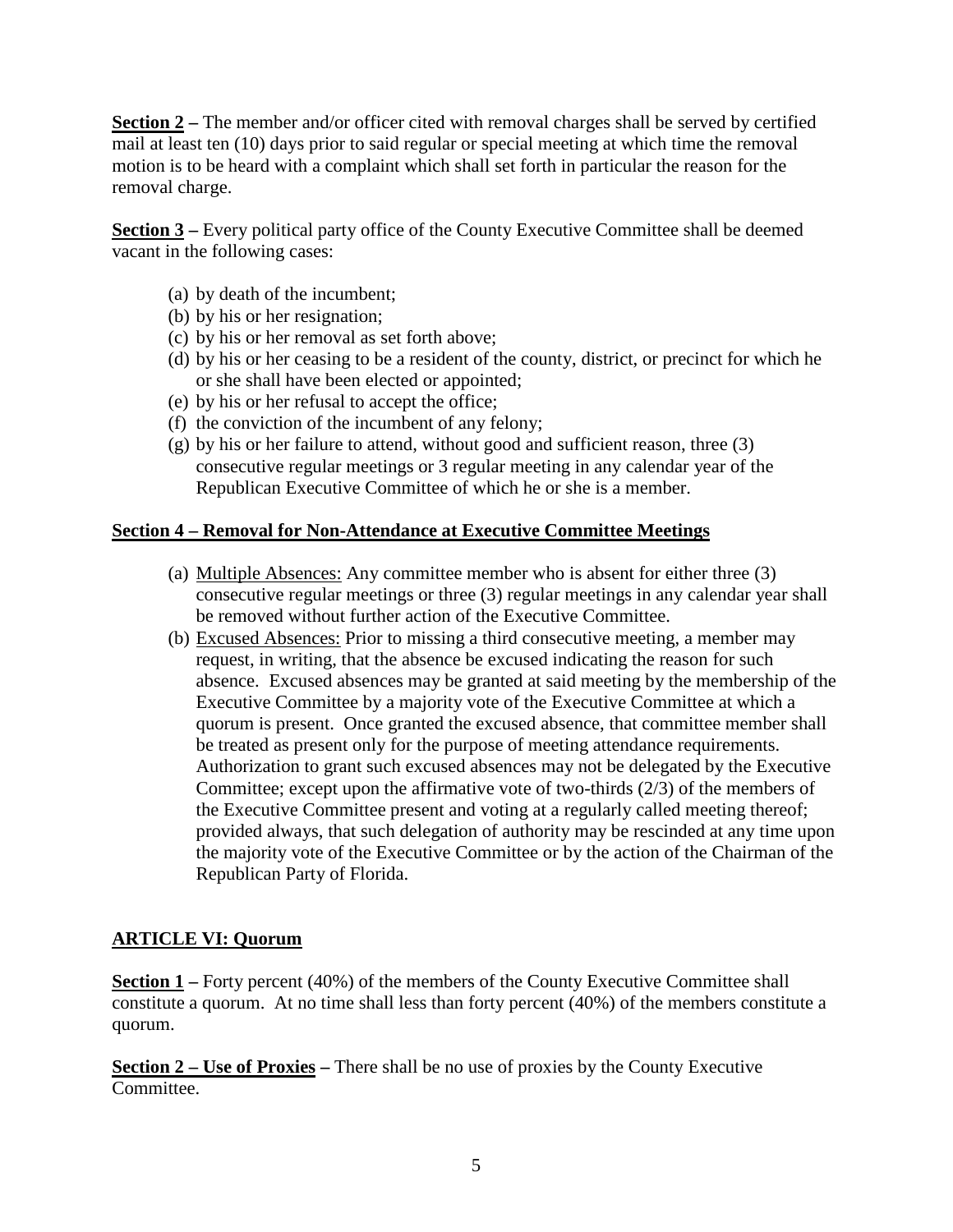**Section 2** – The member and/or officer cited with removal charges shall be served by certified mail at least ten (10) days prior to said regular or special meeting at which time the removal motion is to be heard with a complaint which shall set forth in particular the reason for the removal charge.

**Section 3** – Every political party office of the County Executive Committee shall be deemed vacant in the following cases:

(a) by death of the incumbent;
(b) by his or her resignation;
(c) by his or her removal as set forth above;
(d) by his or her ceasing to be a resident of the county, district, or precinct for which he or she shall have been elected or appointed;
(e) by his or her refusal to accept the office;
(f) the conviction of the incumbent of any felony;
(g) by his or her failure to attend, without good and sufficient reason, three (3) consecutive regular meetings or 3 regular meeting in any calendar year of the Republican Executive Committee of which he or she is a member.

**Section 4 – Removal for Non-Attendance at Executive Committee Meetings**

(a) Multiple Absences: Any committee member who is absent for either three (3) consecutive regular meetings or three (3) regular meetings in any calendar year shall be removed without further action of the Executive Committee.
(b) Excused Absences: Prior to missing a third consecutive meeting, a member may request, in writing, that the absence be excused indicating the reason for such absence. Excused absences may be granted at said meeting by the membership of the Executive Committee by a majority vote of the Executive Committee at which a quorum is present. Once granted the excused absence, that committee member shall be treated as present only for the purpose of meeting attendance requirements. Authorization to grant such excused absences may not be delegated by the Executive Committee; except upon the affirmative vote of two-thirds (2/3) of the members of the Executive Committee present and voting at a regularly called meeting thereof; provided always, that such delegation of authority may be rescinded at any time upon the majority vote of the Executive Committee or by the action of the Chairman of the Republican Party of Florida.

## ARTICLE VI: Quorum

**Section 1** – Forty percent (40%) of the members of the County Executive Committee shall constitute a quorum. At no time shall less than forty percent (40%) of the members constitute a quorum.

**Section 2 – Use of Proxies** – There shall be no use of proxies by the County Executive Committee.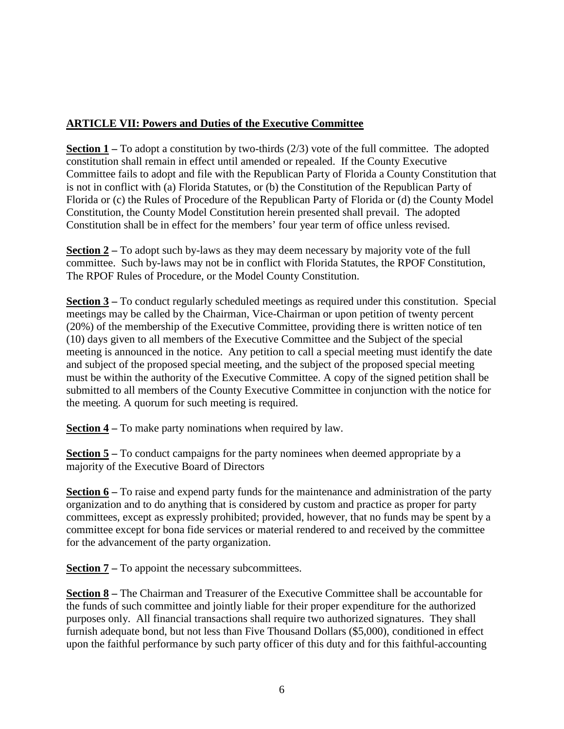## ARTICLE VII: Powers and Duties of the Executive Committee

**Section 1 –** To adopt a constitution by two-thirds (2/3) vote of the full committee. The adopted constitution shall remain in effect until amended or repealed. If the County Executive Committee fails to adopt and file with the Republican Party of Florida a County Constitution that is not in conflict with (a) Florida Statutes, or (b) the Constitution of the Republican Party of Florida or (c) the Rules of Procedure of the Republican Party of Florida or (d) the County Model Constitution, the County Model Constitution herein presented shall prevail. The adopted Constitution shall be in effect for the members' four year term of office unless revised.

**Section 2 –** To adopt such by-laws as they may deem necessary by majority vote of the full committee. Such by-laws may not be in conflict with Florida Statutes, the RPOF Constitution, The RPOF Rules of Procedure, or the Model County Constitution.

**Section 3 –** To conduct regularly scheduled meetings as required under this constitution. Special meetings may be called by the Chairman, Vice-Chairman or upon petition of twenty percent (20%) of the membership of the Executive Committee, providing there is written notice of ten (10) days given to all members of the Executive Committee and the Subject of the special meeting is announced in the notice. Any petition to call a special meeting must identify the date and subject of the proposed special meeting, and the subject of the proposed special meeting must be within the authority of the Executive Committee. A copy of the signed petition shall be submitted to all members of the County Executive Committee in conjunction with the notice for the meeting. A quorum for such meeting is required.

**Section 4 –** To make party nominations when required by law.

**Section 5 –** To conduct campaigns for the party nominees when deemed appropriate by a majority of the Executive Board of Directors

**Section 6 –** To raise and expend party funds for the maintenance and administration of the party organization and to do anything that is considered by custom and practice as proper for party committees, except as expressly prohibited; provided, however, that no funds may be spent by a committee except for bona fide services or material rendered to and received by the committee for the advancement of the party organization.

**Section 7 –** To appoint the necessary subcommittees.

**Section 8 –** The Chairman and Treasurer of the Executive Committee shall be accountable for the funds of such committee and jointly liable for their proper expenditure for the authorized purposes only. All financial transactions shall require two authorized signatures. They shall furnish adequate bond, but not less than Five Thousand Dollars ($5,000), conditioned in effect upon the faithful performance by such party officer of this duty and for this faithful-accounting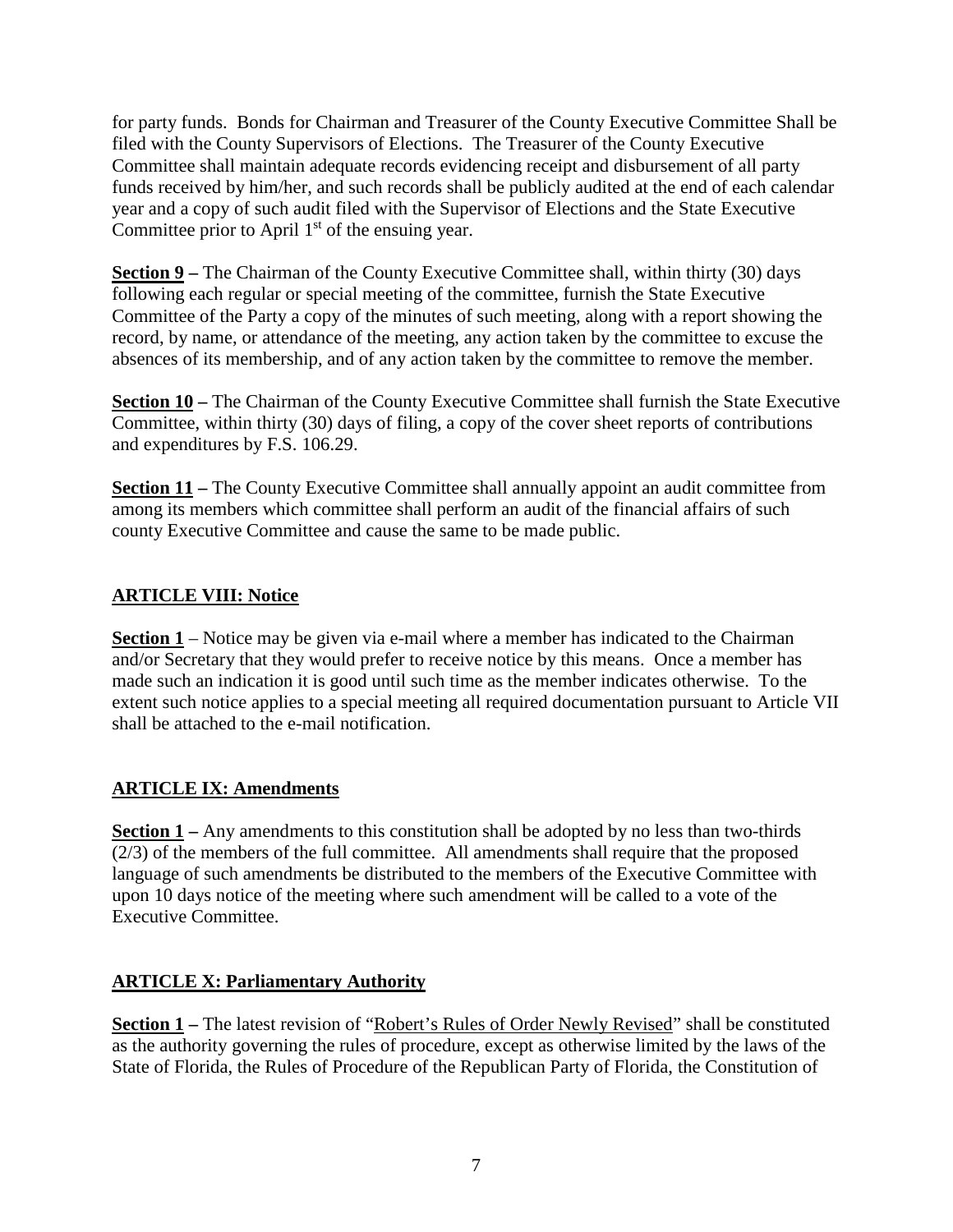for party funds. Bonds for Chairman and Treasurer of the County Executive Committee Shall be filed with the County Supervisors of Elections. The Treasurer of the County Executive Committee shall maintain adequate records evidencing receipt and disbursement of all party funds received by him/her, and such records shall be publicly audited at the end of each calendar year and a copy of such audit filed with the Supervisor of Elections and the State Executive Committee prior to April 1st of the ensuing year.

**Section 9 –** The Chairman of the County Executive Committee shall, within thirty (30) days following each regular or special meeting of the committee, furnish the State Executive Committee of the Party a copy of the minutes of such meeting, along with a report showing the record, by name, or attendance of the meeting, any action taken by the committee to excuse the absences of its membership, and of any action taken by the committee to remove the member.

**Section 10 –** The Chairman of the County Executive Committee shall furnish the State Executive Committee, within thirty (30) days of filing, a copy of the cover sheet reports of contributions and expenditures by F.S. 106.29.

**Section 11 –** The County Executive Committee shall annually appoint an audit committee from among its members which committee shall perform an audit of the financial affairs of such county Executive Committee and cause the same to be made public.

## ARTICLE VIII: Notice

**Section 1** – Notice may be given via e-mail where a member has indicated to the Chairman and/or Secretary that they would prefer to receive notice by this means. Once a member has made such an indication it is good until such time as the member indicates otherwise. To the extent such notice applies to a special meeting all required documentation pursuant to Article VII shall be attached to the e-mail notification.

## ARTICLE IX: Amendments

**Section 1 –** Any amendments to this constitution shall be adopted by no less than two-thirds (2/3) of the members of the full committee. All amendments shall require that the proposed language of such amendments be distributed to the members of the Executive Committee with upon 10 days notice of the meeting where such amendment will be called to a vote of the Executive Committee.

## ARTICLE X: Parliamentary Authority

**Section 1 –** The latest revision of "Robert's Rules of Order Newly Revised" shall be constituted as the authority governing the rules of procedure, except as otherwise limited by the laws of the State of Florida, the Rules of Procedure of the Republican Party of Florida, the Constitution of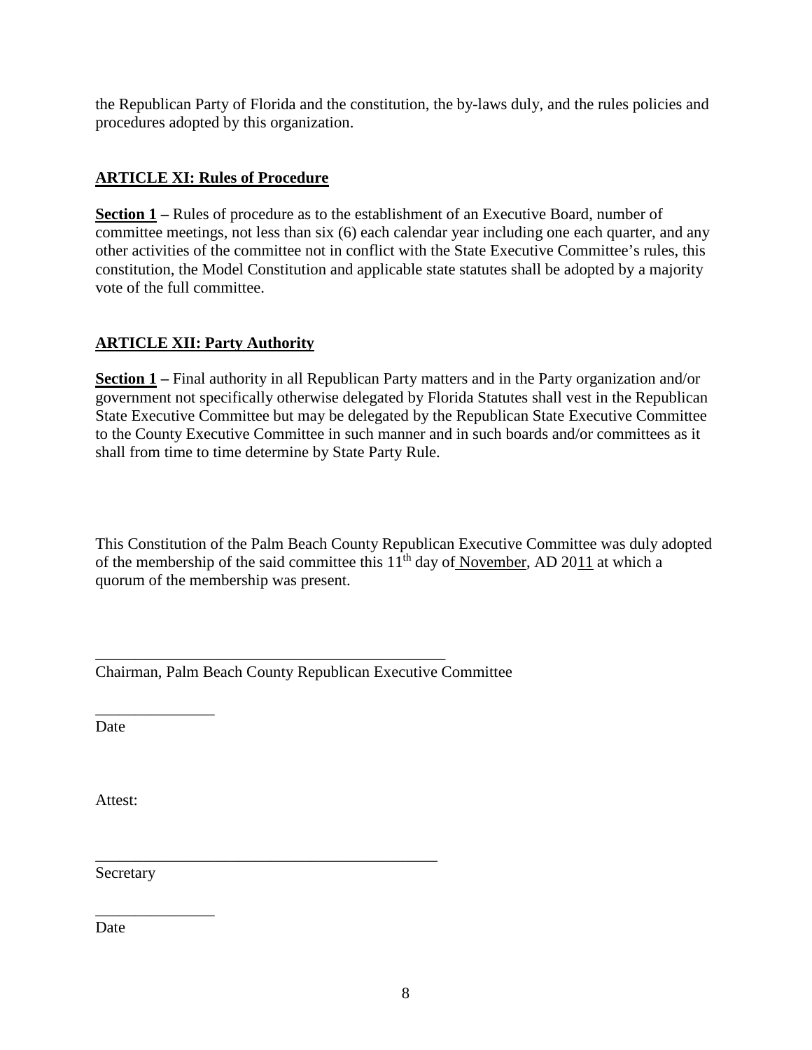the Republican Party of Florida and the constitution, the by-laws duly, and the rules policies and procedures adopted by this organization.

## ARTICLE XI: Rules of Procedure

**Section 1** – Rules of procedure as to the establishment of an Executive Board, number of committee meetings, not less than six (6) each calendar year including one each quarter, and any other activities of the committee not in conflict with the State Executive Committee's rules, this constitution, the Model Constitution and applicable state statutes shall be adopted by a majority vote of the full committee.

## ARTICLE XII: Party Authority

**Section 1** – Final authority in all Republican Party matters and in the Party organization and/or government not specifically otherwise delegated by Florida Statutes shall vest in the Republican State Executive Committee but may be delegated by the Republican State Executive Committee to the County Executive Committee in such manner and in such boards and/or committees as it shall from time to time determine by State Party Rule.

This Constitution of the Palm Beach County Republican Executive Committee was duly adopted of the membership of the said committee this 11th day of November, AD 2011 at which a quorum of the membership was present.

\_\_\_\_\_\_\_\_\_\_\_\_\_\_\_\_\_\_\_\_\_\_\_\_\_\_\_\_\_\_\_\_\_\_\_\_\_\_\_\_\_\_\_\_\_
Chairman, Palm Beach County Republican Executive Committee

\_\_\_\_\_\_\_\_\_\_\_\_\_\_\_
Date

Attest:

\_\_\_\_\_\_\_\_\_\_\_\_\_\_\_\_\_\_\_\_\_\_\_\_\_\_\_\_\_\_\_\_\_\_\_\_\_\_\_\_\_\_\_\_
Secretary

\_\_\_\_\_\_\_\_\_\_\_\_\_\_\_
Date